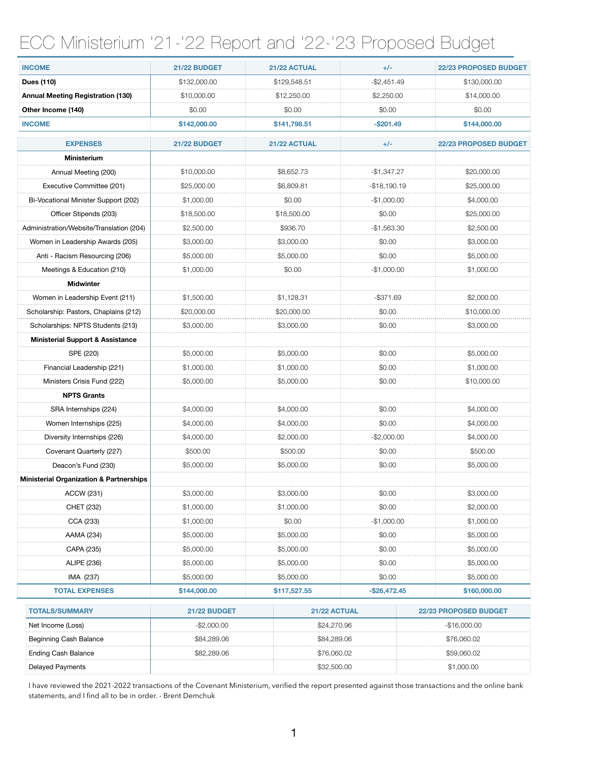# ECC Ministerium '21-'22 Report and '22-'23 Proposed Budget

| INCOME | 21/22 BUDGET | 21/22 ACTUAL | +/- | 22/23 PROPOSED BUDGET |
|---|---|---|---|---|
| **Dues (110)** | $132,000.00 | $129,548.51 | -$2,451.49 | $130,000.00 |
| **Annual Meeting Registration (130)** | $10,000.00 | $12,250.00 | $2,250.00 | $14,000.00 |
| **Other Income (140)** | $0.00 | $0.00 | $0.00 | $0.00 |
| **INCOME** | **$142,000.00** | **$141,798.51** | **-$201.49** | **$144,000.00** |

| EXPENSES | 21/22 BUDGET | 21/22 ACTUAL | +/- | 22/23 PROPOSED BUDGET |
|---|---|---|---|---|
| **Ministerium** | | | | |
| Annual Meeting (200) | $10,000.00 | $8,652.73 | -$1,347.27 | $20,000.00 |
| Executive Committee (201) | $25,000.00 | $6,809.81 | -$18,190.19 | $25,000.00 |
| Bi-Vocational Minister Support (202) | $1,000.00 | $0.00 | -$1,000.00 | $4,000.00 |
| Officer Stipends (203) | $18,500.00 | $18,500.00 | $0.00 | $25,000.00 |
| Administration/Website/Translation (204) | $2,500.00 | $936.70 | -$1,563.30 | $2,500.00 |
| Women in Leadership Awards (205) | $3,000.00 | $3,000.00 | $0.00 | $3,000.00 |
| Anti - Racism Resourcing (206) | $5,000.00 | $5,000.00 | $0.00 | $5,000.00 |
| Meetings & Education (210) | $1,000.00 | $0.00 | -$1,000.00 | $1,000.00 |
| **Midwinter** | | | | |
| Women in Leadership Event (211) | $1,500.00 | $1,128.31 | -$371.69 | $2,000.00 |
| Scholarship: Pastors, Chaplains (212) | $20,000.00 | $20,000.00 | $0.00 | $10,000.00 |
| Scholarships: NPTS Students (213) | $3,000.00 | $3,000.00 | $0.00 | $3,000.00 |
| **Ministerial Support & Assistance** | | | | |
| SPE (220) | $5,000.00 | $5,000.00 | $0.00 | $5,000.00 |
| Financial Leadership (221) | $1,000.00 | $1,000.00 | $0.00 | $1,000.00 |
| Ministers Crisis Fund (222) | $5,000.00 | $5,000.00 | $0.00 | $10,000.00 |
| **NPTS Grants** | | | | |
| SRA Internships (224) | $4,000.00 | $4,000.00 | $0.00 | $4,000.00 |
| Women Internships (225) | $4,000.00 | $4,000.00 | $0.00 | $4,000.00 |
| Diversity Internships (226) | $4,000.00 | $2,000.00 | -$2,000.00 | $4,000.00 |
| Covenant Quarterly (227) | $500.00 | $500.00 | $0.00 | $500.00 |
| Deacon's Fund (230) | $5,000.00 | $5,000.00 | $0.00 | $5,000.00 |
| **Ministerial Organization & Partnerships** | | | | |
| ACCW (231) | $3,000.00 | $3,000.00 | $0.00 | $3,000.00 |
| CHET (232) | $1,000.00 | $1,000.00 | $0.00 | $2,000.00 |
| CCA (233) | $1,000.00 | $0.00 | -$1,000.00 | $1,000.00 |
| AAMA (234) | $5,000.00 | $5,000.00 | $0.00 | $5,000.00 |
| CAPA (235) | $5,000.00 | $5,000.00 | $0.00 | $5,000.00 |
| ALIPE (236) | $5,000.00 | $5,000.00 | $0.00 | $5,000.00 |
| IMA (237) | $5,000.00 | $5,000.00 | $0.00 | $5,000.00 |
| **TOTAL EXPENSES** | **$144,000.00** | **$117,527.55** | **-$26,472.45** | **$160,000.00** |

| TOTALS/SUMMARY | 21/22 BUDGET | 21/22 ACTUAL | 22/23 PROPOSED BUDGET |
|---|---|---|---|
| Net Income (Loss) | -$2,000.00 | $24,270.96 | -$16,000.00 |
| Beginning Cash Balance | $84,289.06 | $84,289.06 | $76,060.02 |
| Ending Cash Balance | $82,289.06 | $76,060.02 | $59,060.02 |
| Delayed Payments | | $32,500.00 | $1,000.00 |

I have reviewed the 2021-2022 transactions of the Covenant Ministerium, verified the report presented against those transactions and the online bank statements, and I find all to be in order. - Brent Demchuk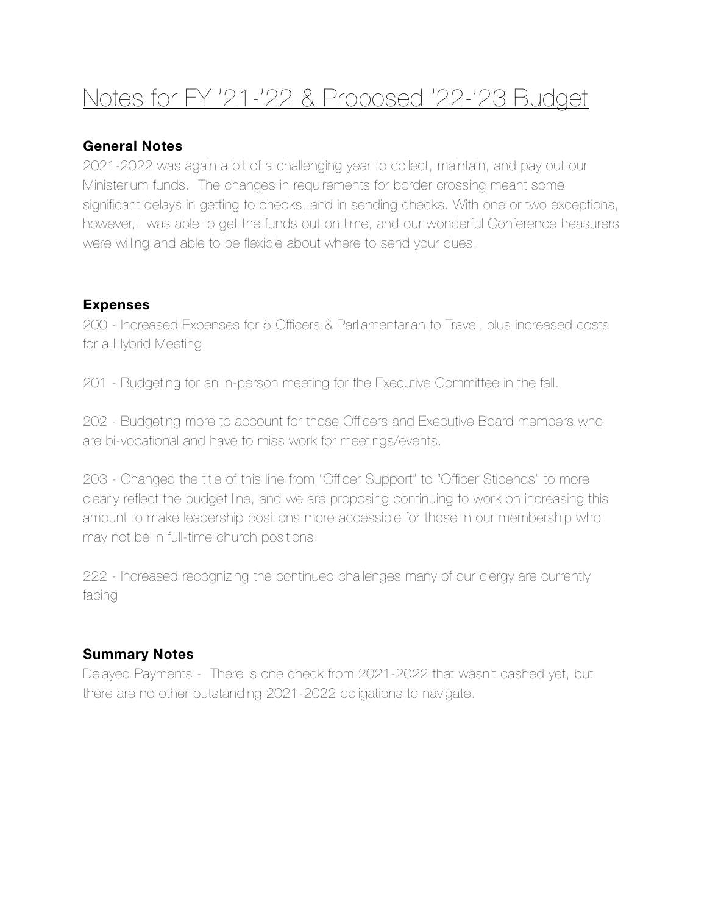# Notes for FY '21-'22 & Proposed '22-'23 Budget

**General Notes**

2021-2022 was again a bit of a challenging year to collect, maintain, and pay out our Ministerium funds. The changes in requirements for border crossing meant some significant delays in getting to checks, and in sending checks. With one or two exceptions, however, I was able to get the funds out on time, and our wonderful Conference treasurers were willing and able to be flexible about where to send your dues.

**Expenses**

200 - Increased Expenses for 5 Officers & Parliamentarian to Travel, plus increased costs for a Hybrid Meeting

201 - Budgeting for an in-person meeting for the Executive Committee in the fall.

202 - Budgeting more to account for those Officers and Executive Board members who are bi-vocational and have to miss work for meetings/events.

203 - Changed the title of this line from "Officer Support" to "Officer Stipends" to more clearly reflect the budget line, and we are proposing continuing to work on increasing this amount to make leadership positions more accessible for those in our membership who may not be in full-time church positions.

222 - Increased recognizing the continued challenges many of our clergy are currently facing

**Summary Notes**

Delayed Payments - There is one check from 2021-2022 that wasn't cashed yet, but there are no other outstanding 2021-2022 obligations to navigate.